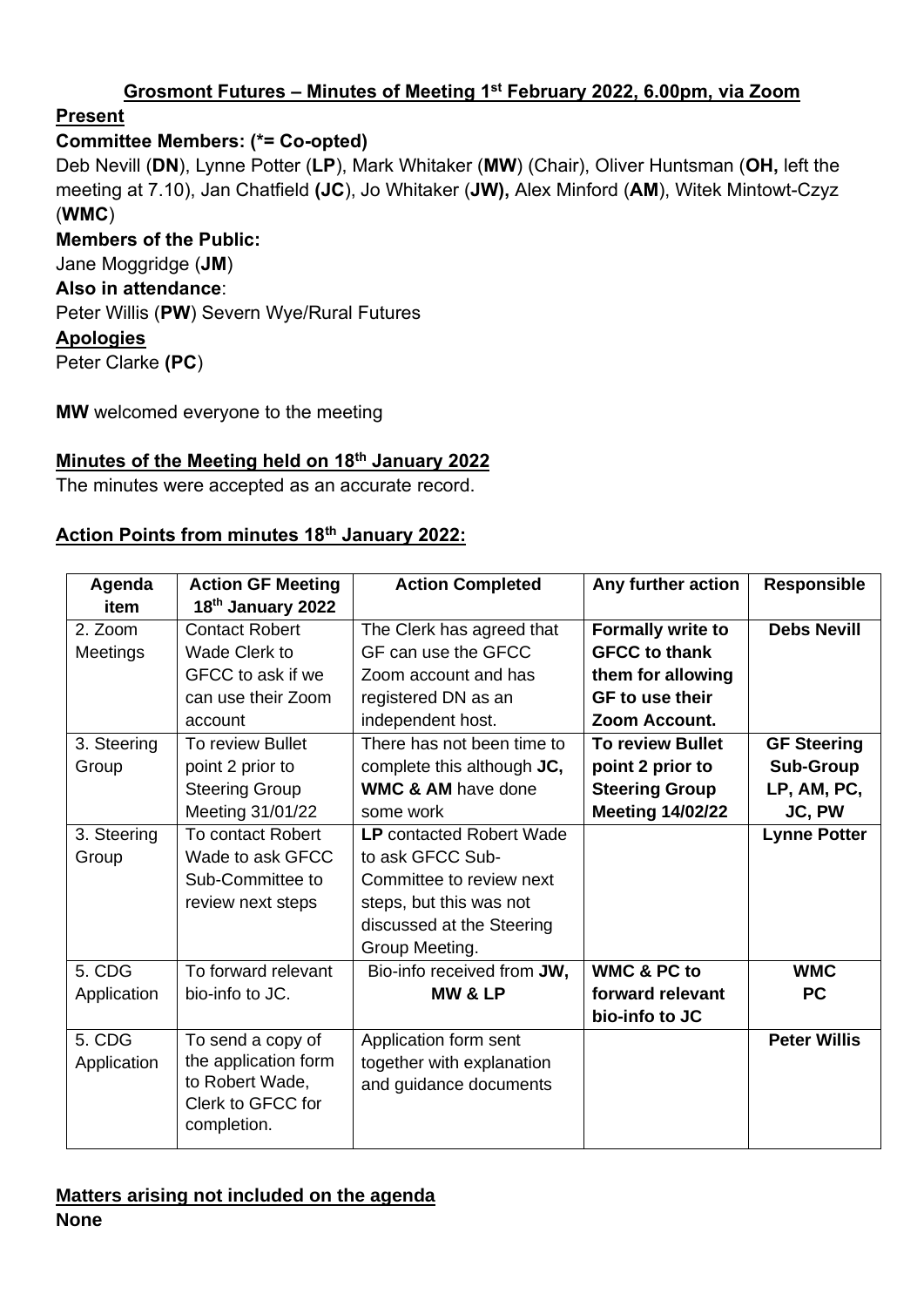**Grosmont Futures – Minutes of Meeting 1st February 2022, 6.00pm, via Zoom**

**Present**

**Committee Members: (*= Co-opted)**

Deb Nevill (**DN**), Lynne Potter (**LP**), Mark Whitaker (**MW**) (Chair), Oliver Huntsman (**OH,** left the meeting at 7.10), Jan Chatfield **(JC**), Jo Whitaker (**JW),** Alex Minford (**AM**), Witek Mintowt-Czyz (**WMC**)

**Members of the Public:**

Jane Moggridge (**JM**)

**Also in attendance**:

Peter Willis (**PW**) Severn Wye/Rural Futures

**Apologies**

Peter Clarke **(PC**)

**MW** welcomed everyone to the meeting

**Minutes of the Meeting held on 18th January 2022**

The minutes were accepted as an accurate record.

**Action Points from minutes 18th January 2022:**

| Agenda item | Action GF Meeting 18th January 2022 | Action Completed | Any further action | Responsible |
|---|---|---|---|---|
| 2. Zoom Meetings | Contact Robert Wade Clerk to GFCC to ask if we can use their Zoom account | The Clerk has agreed that GF can use the GFCC Zoom account and has registered DN as an independent host. | **Formally write to GFCC to thank them for allowing GF to use their Zoom Account.** | **Debs Nevill** |
| 3. Steering Group | To review Bullet point 2 prior to Steering Group Meeting 31/01/22 | There has not been time to complete this although **JC, WMC & AM** have done some work | **To review Bullet point 2 prior to Steering Group Meeting 14/02/22** | **GF Steering Sub-Group LP, AM, PC, JC, PW** |
| 3. Steering Group | To contact Robert Wade to ask GFCC Sub-Committee to review next steps | **LP** contacted Robert Wade to ask GFCC Sub-Committee to review next steps, but this was not discussed at the Steering Group Meeting. | | **Lynne Potter** |
| 5. CDG Application | To forward relevant bio-info to JC. | Bio-info received from **JW, MW & LP** | **WMC & PC to forward relevant bio-info to JC** | **WMC PC** |
| 5. CDG Application | To send a copy of the application form to Robert Wade, Clerk to GFCC for completion. | Application form sent together with explanation and guidance documents | | **Peter Willis** |

**Matters arising not included on the agenda**

**None**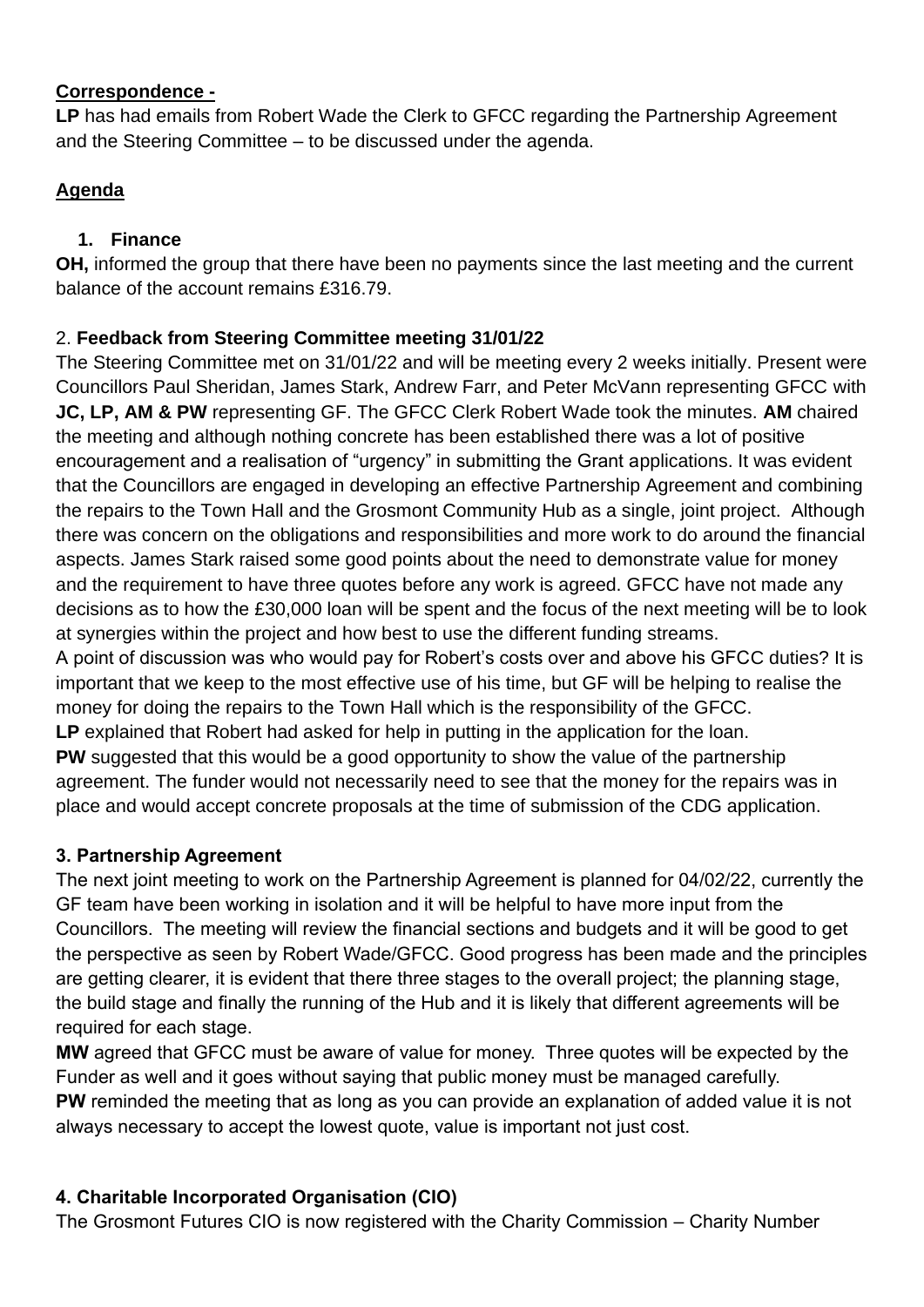**Correspondence -**

**LP** has had emails from Robert Wade the Clerk to GFCC regarding the Partnership Agreement and the Steering Committee – to be discussed under the agenda.

**Agenda**

**1. Finance**

**OH,** informed the group that there have been no payments since the last meeting and the current balance of the account remains £316.79.

2. **Feedback from Steering Committee meeting 31/01/22**

The Steering Committee met on 31/01/22 and will be meeting every 2 weeks initially. Present were Councillors Paul Sheridan, James Stark, Andrew Farr, and Peter McVann representing GFCC with **JC, LP, AM & PW** representing GF. The GFCC Clerk Robert Wade took the minutes. **AM** chaired the meeting and although nothing concrete has been established there was a lot of positive encouragement and a realisation of "urgency" in submitting the Grant applications. It was evident that the Councillors are engaged in developing an effective Partnership Agreement and combining the repairs to the Town Hall and the Grosmont Community Hub as a single, joint project. Although there was concern on the obligations and responsibilities and more work to do around the financial aspects. James Stark raised some good points about the need to demonstrate value for money and the requirement to have three quotes before any work is agreed. GFCC have not made any decisions as to how the £30,000 loan will be spent and the focus of the next meeting will be to look at synergies within the project and how best to use the different funding streams.

A point of discussion was who would pay for Robert's costs over and above his GFCC duties? It is important that we keep to the most effective use of his time, but GF will be helping to realise the money for doing the repairs to the Town Hall which is the responsibility of the GFCC.

**LP** explained that Robert had asked for help in putting in the application for the loan.

**PW** suggested that this would be a good opportunity to show the value of the partnership agreement. The funder would not necessarily need to see that the money for the repairs was in place and would accept concrete proposals at the time of submission of the CDG application.

**3. Partnership Agreement**

The next joint meeting to work on the Partnership Agreement is planned for 04/02/22, currently the GF team have been working in isolation and it will be helpful to have more input from the Councillors. The meeting will review the financial sections and budgets and it will be good to get the perspective as seen by Robert Wade/GFCC. Good progress has been made and the principles are getting clearer, it is evident that there three stages to the overall project; the planning stage, the build stage and finally the running of the Hub and it is likely that different agreements will be required for each stage.

**MW** agreed that GFCC must be aware of value for money. Three quotes will be expected by the Funder as well and it goes without saying that public money must be managed carefully.

**PW** reminded the meeting that as long as you can provide an explanation of added value it is not always necessary to accept the lowest quote, value is important not just cost.

**4. Charitable Incorporated Organisation (CIO)**

The Grosmont Futures CIO is now registered with the Charity Commission – Charity Number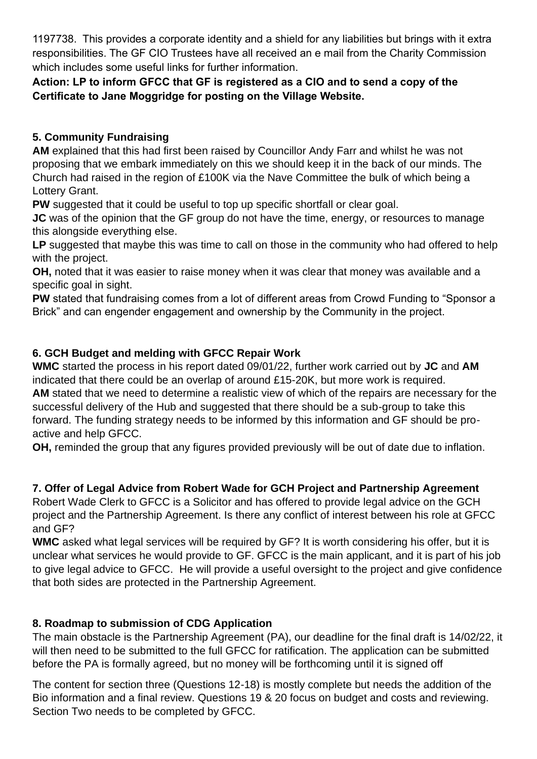1197738. This provides a corporate identity and a shield for any liabilities but brings with it extra responsibilities. The GF CIO Trustees have all received an e mail from the Charity Commission which includes some useful links for further information.

**Action: LP to inform GFCC that GF is registered as a CIO and to send a copy of the Certificate to Jane Moggridge for posting on the Village Website.**

### 5. Community Fundraising

**AM** explained that this had first been raised by Councillor Andy Farr and whilst he was not proposing that we embark immediately on this we should keep it in the back of our minds. The Church had raised in the region of £100K via the Nave Committee the bulk of which being a Lottery Grant.

**PW** suggested that it could be useful to top up specific shortfall or clear goal.

**JC** was of the opinion that the GF group do not have the time, energy, or resources to manage this alongside everything else.

**LP** suggested that maybe this was time to call on those in the community who had offered to help with the project.

**OH,** noted that it was easier to raise money when it was clear that money was available and a specific goal in sight.

**PW** stated that fundraising comes from a lot of different areas from Crowd Funding to "Sponsor a Brick" and can engender engagement and ownership by the Community in the project.

### 6. GCH Budget and melding with GFCC Repair Work

**WMC** started the process in his report dated 09/01/22, further work carried out by **JC** and **AM** indicated that there could be an overlap of around £15-20K, but more work is required.

**AM** stated that we need to determine a realistic view of which of the repairs are necessary for the successful delivery of the Hub and suggested that there should be a sub-group to take this forward. The funding strategy needs to be informed by this information and GF should be pro-active and help GFCC.

**OH,** reminded the group that any figures provided previously will be out of date due to inflation.

### 7. Offer of Legal Advice from Robert Wade for GCH Project and Partnership Agreement

Robert Wade Clerk to GFCC is a Solicitor and has offered to provide legal advice on the GCH project and the Partnership Agreement. Is there any conflict of interest between his role at GFCC and GF?

**WMC** asked what legal services will be required by GF? It is worth considering his offer, but it is unclear what services he would provide to GF. GFCC is the main applicant, and it is part of his job to give legal advice to GFCC. He will provide a useful oversight to the project and give confidence that both sides are protected in the Partnership Agreement.

### 8. Roadmap to submission of CDG Application

The main obstacle is the Partnership Agreement (PA), our deadline for the final draft is 14/02/22, it will then need to be submitted to the full GFCC for ratification. The application can be submitted before the PA is formally agreed, but no money will be forthcoming until it is signed off

The content for section three (Questions 12-18) is mostly complete but needs the addition of the Bio information and a final review. Questions 19 & 20 focus on budget and costs and reviewing. Section Two needs to be completed by GFCC.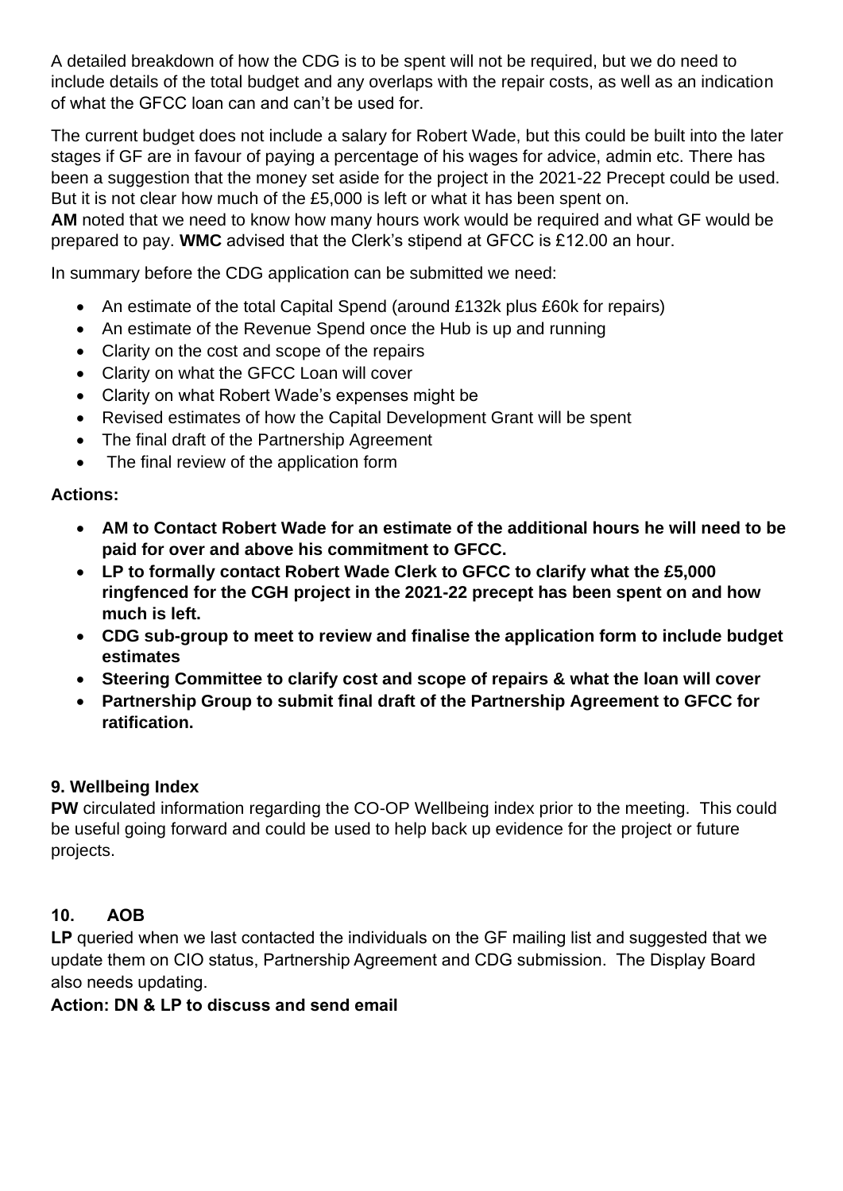A detailed breakdown of how the CDG is to be spent will not be required, but we do need to include details of the total budget and any overlaps with the repair costs, as well as an indication of what the GFCC loan can and can't be used for.

The current budget does not include a salary for Robert Wade, but this could be built into the later stages if GF are in favour of paying a percentage of his wages for advice, admin etc. There has been a suggestion that the money set aside for the project in the 2021-22 Precept could be used. But it is not clear how much of the £5,000 is left or what it has been spent on.

**AM** noted that we need to know how many hours work would be required and what GF would be prepared to pay. **WMC** advised that the Clerk's stipend at GFCC is £12.00 an hour.

In summary before the CDG application can be submitted we need:

- An estimate of the total Capital Spend (around £132k plus £60k for repairs)
- An estimate of the Revenue Spend once the Hub is up and running
- Clarity on the cost and scope of the repairs
- Clarity on what the GFCC Loan will cover
- Clarity on what Robert Wade's expenses might be
- Revised estimates of how the Capital Development Grant will be spent
- The final draft of the Partnership Agreement
- The final review of the application form

**Actions:**

- **AM to Contact Robert Wade for an estimate of the additional hours he will need to be paid for over and above his commitment to GFCC.**
- **LP to formally contact Robert Wade Clerk to GFCC to clarify what the £5,000 ringfenced for the CGH project in the 2021-22 precept has been spent on and how much is left.**
- **CDG sub-group to meet to review and finalise the application form to include budget estimates**
- **Steering Committee to clarify cost and scope of repairs & what the loan will cover**
- **Partnership Group to submit final draft of the Partnership Agreement to GFCC for ratification.**

**9. Wellbeing Index**

**PW** circulated information regarding the CO-OP Wellbeing index prior to the meeting. This could be useful going forward and could be used to help back up evidence for the project or future projects.

**10. AOB**

**LP** queried when we last contacted the individuals on the GF mailing list and suggested that we update them on CIO status, Partnership Agreement and CDG submission. The Display Board also needs updating.

**Action: DN & LP to discuss and send email**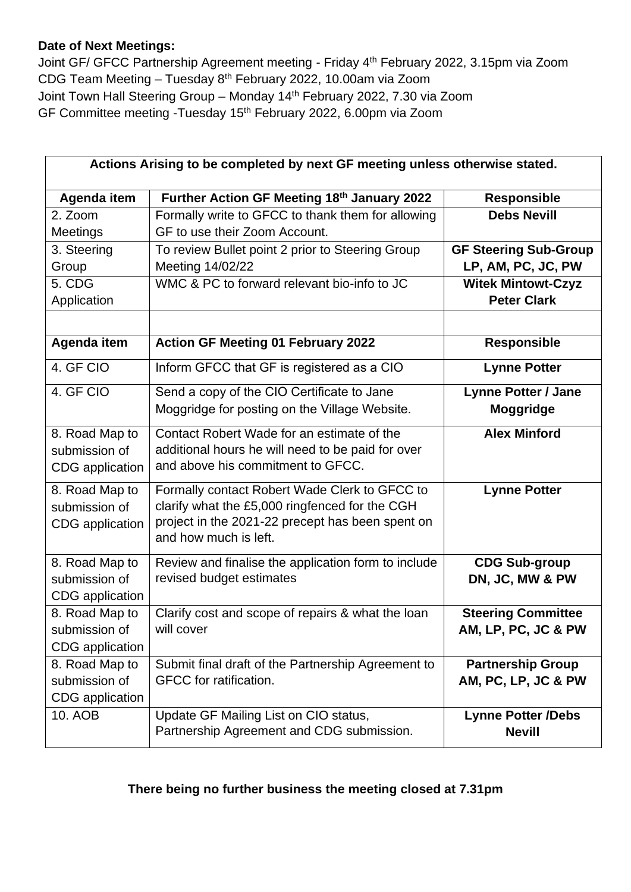**Date of Next Meetings:**

Joint GF/ GFCC Partnership Agreement meeting - Friday 4th February 2022, 3.15pm via Zoom
CDG Team Meeting – Tuesday 8th February 2022, 10.00am via Zoom
Joint Town Hall Steering Group – Monday 14th February 2022, 7.30 via Zoom
GF Committee meeting -Tuesday 15th February 2022, 6.00pm via Zoom

| **Actions Arising to be completed by next GF meeting unless otherwise stated.** | | |
|---|---|---|
| **Agenda item** | **Further Action GF Meeting 18th January 2022** | **Responsible** |
| 2. Zoom Meetings | Formally write to GFCC to thank them for allowing GF to use their Zoom Account. | **Debs Nevill** |
| 3. Steering Group | To review Bullet point 2 prior to Steering Group Meeting 14/02/22 | **GF Steering Sub-Group LP, AM, PC, JC, PW** |
| 5. CDG Application | WMC & PC to forward relevant bio-info to JC | **Witek Mintowt-Czyz Peter Clark** |
| | | |
| **Agenda item** | **Action GF Meeting 01 February 2022** | **Responsible** |
| 4. GF CIO | Inform GFCC that GF is registered as a CIO | **Lynne Potter** |
| 4. GF CIO | Send a copy of the CIO Certificate to Jane Moggridge for posting on the Village Website. | **Lynne Potter / Jane Moggridge** |
| 8. Road Map to submission of CDG application | Contact Robert Wade for an estimate of the additional hours he will need to be paid for over and above his commitment to GFCC. | **Alex Minford** |
| 8. Road Map to submission of CDG application | Formally contact Robert Wade Clerk to GFCC to clarify what the £5,000 ringfenced for the CGH project in the 2021-22 precept has been spent on and how much is left. | **Lynne Potter** |
| 8. Road Map to submission of CDG application | Review and finalise the application form to include revised budget estimates | **CDG Sub-group DN, JC, MW & PW** |
| 8. Road Map to submission of CDG application | Clarify cost and scope of repairs & what the loan will cover | **Steering Committee AM, LP, PC, JC & PW** |
| 8. Road Map to submission of CDG application | Submit final draft of the Partnership Agreement to GFCC for ratification. | **Partnership Group AM, PC, LP, JC & PW** |
| 10. AOB | Update GF Mailing List on CIO status, Partnership Agreement and CDG submission. | **Lynne Potter /Debs Nevill** |

**There being no further business the meeting closed at 7.31pm**